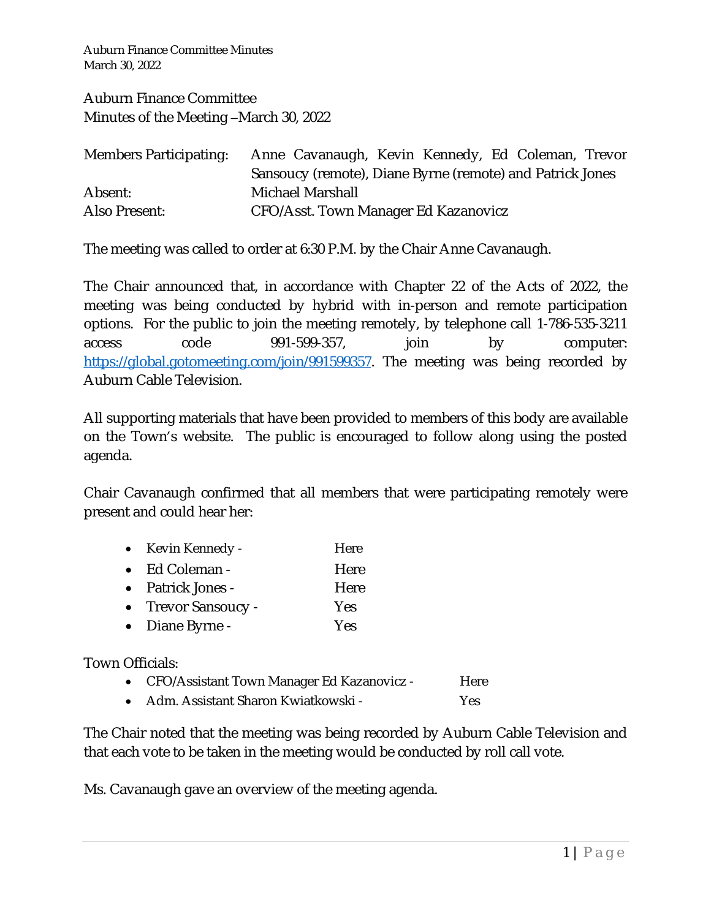Auburn Finance Committee
Minutes of the Meeting –March 30, 2022

| | |
|---|---|
| Members Participating: | Anne Cavanaugh, Kevin Kennedy, Ed Coleman, Trevor Sansoucy (remote), Diane Byrne (remote) and Patrick Jones |
| Absent: | Michael Marshall |
| Also Present: | CFO/Asst. Town Manager Ed Kazanovicz |

The meeting was called to order at 6:30 P.M. by the Chair Anne Cavanaugh.

The Chair announced that, in accordance with Chapter 22 of the Acts of 2022, the meeting was being conducted by hybrid with in-person and remote participation options. For the public to join the meeting remotely, by telephone call 1-786-535-3211 access code 991-599-357, join by computer: https://global.gotomeeting.com/join/991599357. The meeting was being recorded by Auburn Cable Television.

All supporting materials that have been provided to members of this body are available on the Town's website. The public is encouraged to follow along using the posted agenda.

Chair Cavanaugh confirmed that all members that were participating remotely were present and could hear her:

- Kevin Kennedy - Here
- Ed Coleman - Here
- Patrick Jones - Here
- Trevor Sansoucy - Yes
- Diane Byrne - Yes

Town Officials:

- CFO/Assistant Town Manager Ed Kazanovicz - Here
- Adm. Assistant Sharon Kwiatkowski - Yes

The Chair noted that the meeting was being recorded by Auburn Cable Television and that each vote to be taken in the meeting would be conducted by roll call vote.

Ms. Cavanaugh gave an overview of the meeting agenda.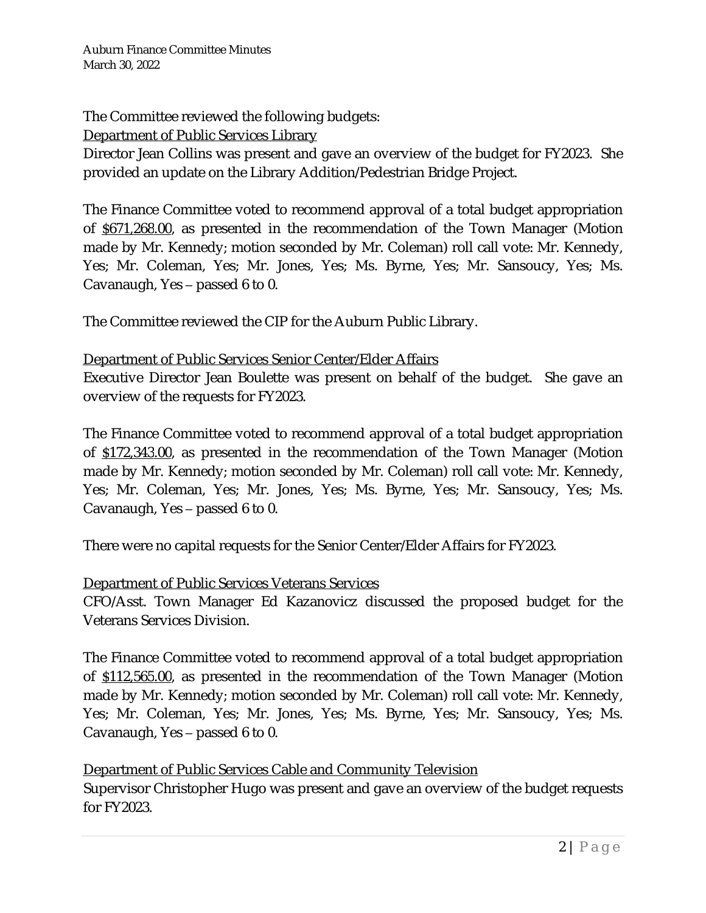The Committee reviewed the following budgets:

Department of Public Services Library

Director Jean Collins was present and gave an overview of the budget for FY2023. She provided an update on the Library Addition/Pedestrian Bridge Project.

The Finance Committee voted to recommend approval of a total budget appropriation of $671,268.00, as presented in the recommendation of the Town Manager (Motion made by Mr. Kennedy; motion seconded by Mr. Coleman) roll call vote: Mr. Kennedy, Yes; Mr. Coleman, Yes; Mr. Jones, Yes; Ms. Byrne, Yes; Mr. Sansoucy, Yes; Ms. Cavanaugh, Yes – passed 6 to 0.

The Committee reviewed the CIP for the Auburn Public Library.

Department of Public Services Senior Center/Elder Affairs

Executive Director Jean Boulette was present on behalf of the budget. She gave an overview of the requests for FY2023.

The Finance Committee voted to recommend approval of a total budget appropriation of $172,343.00, as presented in the recommendation of the Town Manager (Motion made by Mr. Kennedy; motion seconded by Mr. Coleman) roll call vote: Mr. Kennedy, Yes; Mr. Coleman, Yes; Mr. Jones, Yes; Ms. Byrne, Yes; Mr. Sansoucy, Yes; Ms. Cavanaugh, Yes – passed 6 to 0.

There were no capital requests for the Senior Center/Elder Affairs for FY2023.

Department of Public Services Veterans Services

CFO/Asst. Town Manager Ed Kazanovicz discussed the proposed budget for the Veterans Services Division.

The Finance Committee voted to recommend approval of a total budget appropriation of $112,565.00, as presented in the recommendation of the Town Manager (Motion made by Mr. Kennedy; motion seconded by Mr. Coleman) roll call vote: Mr. Kennedy, Yes; Mr. Coleman, Yes; Mr. Jones, Yes; Ms. Byrne, Yes; Mr. Sansoucy, Yes; Ms. Cavanaugh, Yes – passed 6 to 0.

Department of Public Services Cable and Community Television

Supervisor Christopher Hugo was present and gave an overview of the budget requests for FY2023.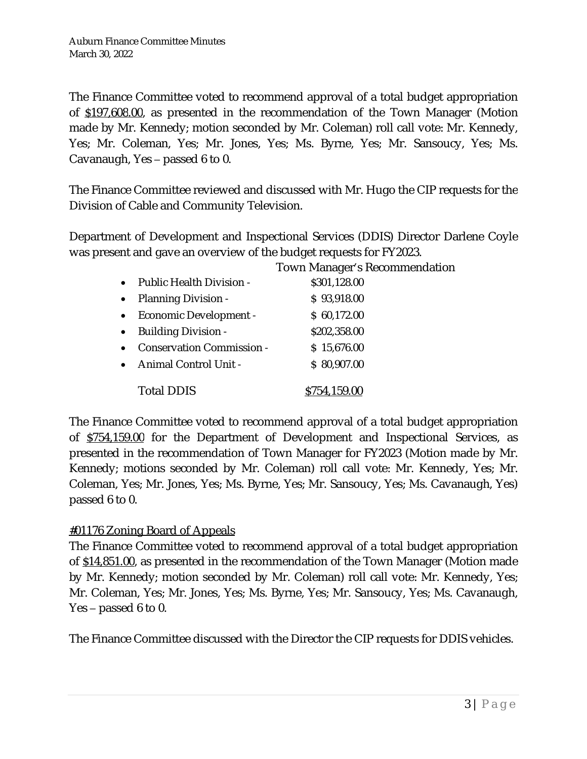The Finance Committee voted to recommend approval of a total budget appropriation of $197,608.00, as presented in the recommendation of the Town Manager (Motion made by Mr. Kennedy; motion seconded by Mr. Coleman) roll call vote: Mr. Kennedy, Yes; Mr. Coleman, Yes; Mr. Jones, Yes; Ms. Byrne, Yes; Mr. Sansoucy, Yes; Ms. Cavanaugh, Yes – passed 6 to 0.

The Finance Committee reviewed and discussed with Mr. Hugo the CIP requests for the Division of Cable and Community Television.

Department of Development and Inspectional Services (DDIS) Director Darlene Coyle was present and gave an overview of the budget requests for FY2023.

| | Town Manager's Recommendation |
|---|---|
| • Public Health Division - | $301,128.00 |
| • Planning Division - | $ 93,918.00 |
| • Economic Development - | $ 60,172.00 |
| • Building Division - | $202,358.00 |
| • Conservation Commission - | $ 15,676.00 |
| • Animal Control Unit - | $ 80,907.00 |
| Total DDIS | $754,159.00 |

The Finance Committee voted to recommend approval of a total budget appropriation of $754,159.00 for the Department of Development and Inspectional Services, as presented in the recommendation of Town Manager for FY2023 (Motion made by Mr. Kennedy; motions seconded by Mr. Coleman) roll call vote: Mr. Kennedy, Yes; Mr. Coleman, Yes; Mr. Jones, Yes; Ms. Byrne, Yes; Mr. Sansoucy, Yes; Ms. Cavanaugh, Yes) passed 6 to 0.

#01176 Zoning Board of Appeals

The Finance Committee voted to recommend approval of a total budget appropriation of $14,851.00, as presented in the recommendation of the Town Manager (Motion made by Mr. Kennedy; motion seconded by Mr. Coleman) roll call vote: Mr. Kennedy, Yes; Mr. Coleman, Yes; Mr. Jones, Yes; Ms. Byrne, Yes; Mr. Sansoucy, Yes; Ms. Cavanaugh, Yes – passed 6 to 0.

The Finance Committee discussed with the Director the CIP requests for DDIS vehicles.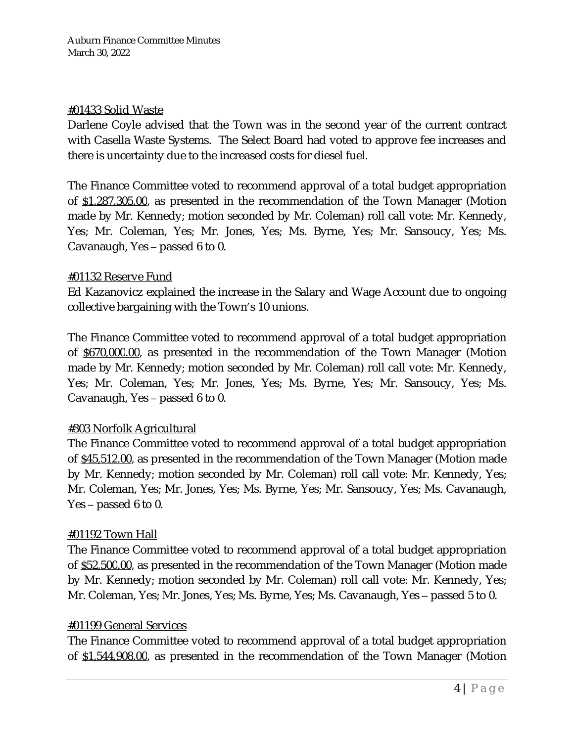#01433 Solid Waste

Darlene Coyle advised that the Town was in the second year of the current contract with Casella Waste Systems. The Select Board had voted to approve fee increases and there is uncertainty due to the increased costs for diesel fuel.

The Finance Committee voted to recommend approval of a total budget appropriation of $1,287,305.00, as presented in the recommendation of the Town Manager (Motion made by Mr. Kennedy; motion seconded by Mr. Coleman) roll call vote: Mr. Kennedy, Yes; Mr. Coleman, Yes; Mr. Jones, Yes; Ms. Byrne, Yes; Mr. Sansoucy, Yes; Ms. Cavanaugh, Yes – passed 6 to 0.

#01132 Reserve Fund

Ed Kazanovicz explained the increase in the Salary and Wage Account due to ongoing collective bargaining with the Town's 10 unions.

The Finance Committee voted to recommend approval of a total budget appropriation of $670,000.00, as presented in the recommendation of the Town Manager (Motion made by Mr. Kennedy; motion seconded by Mr. Coleman) roll call vote: Mr. Kennedy, Yes; Mr. Coleman, Yes; Mr. Jones, Yes; Ms. Byrne, Yes; Mr. Sansoucy, Yes; Ms. Cavanaugh, Yes – passed 6 to 0.

#303 Norfolk Agricultural

The Finance Committee voted to recommend approval of a total budget appropriation of $45,512.00, as presented in the recommendation of the Town Manager (Motion made by Mr. Kennedy; motion seconded by Mr. Coleman) roll call vote: Mr. Kennedy, Yes; Mr. Coleman, Yes; Mr. Jones, Yes; Ms. Byrne, Yes; Mr. Sansoucy, Yes; Ms. Cavanaugh, Yes – passed 6 to 0.

#01192 Town Hall

The Finance Committee voted to recommend approval of a total budget appropriation of $52,500.00, as presented in the recommendation of the Town Manager (Motion made by Mr. Kennedy; motion seconded by Mr. Coleman) roll call vote: Mr. Kennedy, Yes; Mr. Coleman, Yes; Mr. Jones, Yes; Ms. Byrne, Yes; Ms. Cavanaugh, Yes – passed 5 to 0.

#01199 General Services

The Finance Committee voted to recommend approval of a total budget appropriation of $1,544,908.00, as presented in the recommendation of the Town Manager (Motion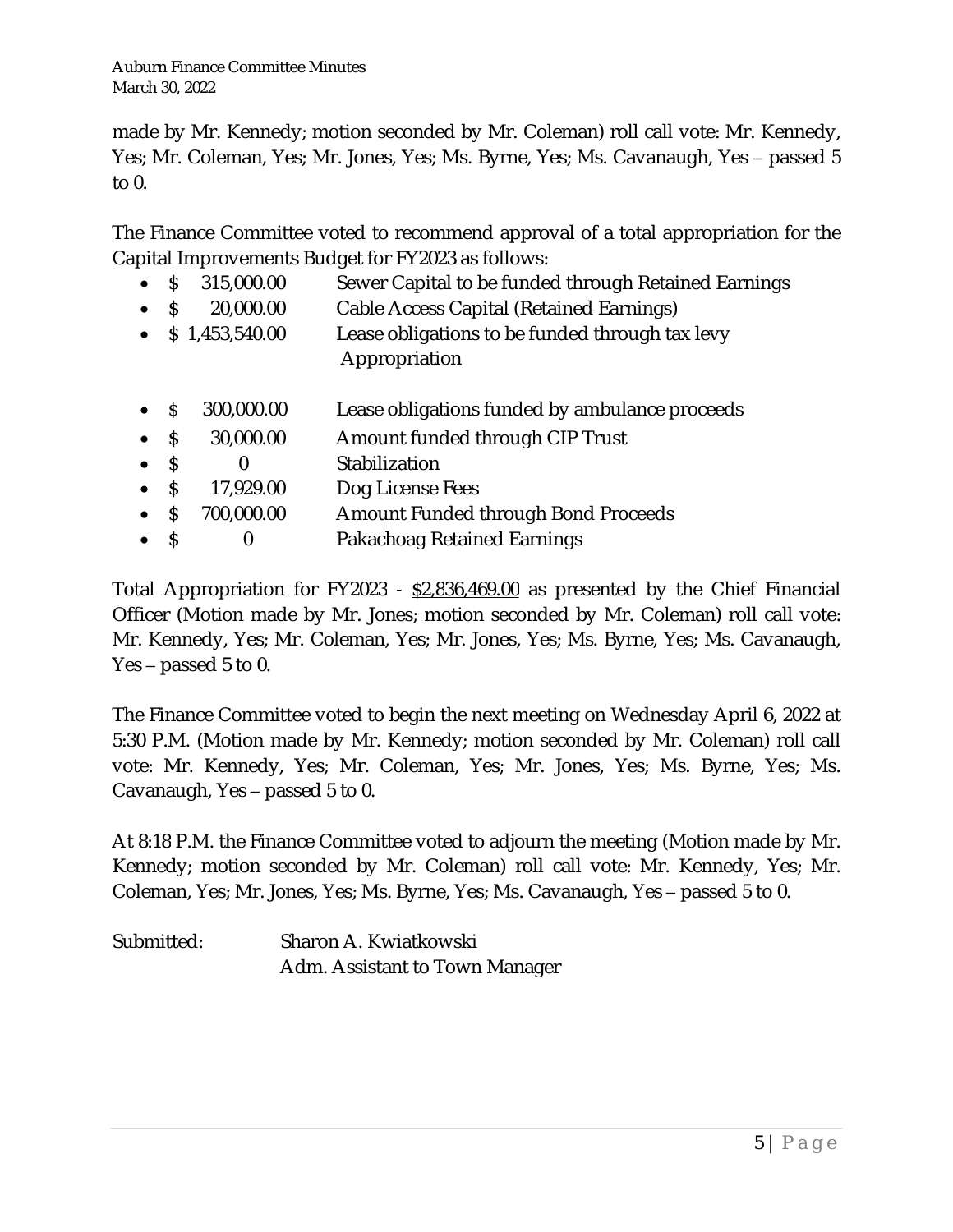made by Mr. Kennedy; motion seconded by Mr. Coleman) roll call vote: Mr. Kennedy, Yes; Mr. Coleman, Yes; Mr. Jones, Yes; Ms. Byrne, Yes; Ms. Cavanaugh, Yes – passed 5 to 0.

The Finance Committee voted to recommend approval of a total appropriation for the Capital Improvements Budget for FY2023 as follows:

- $ 315,000.00 Sewer Capital to be funded through Retained Earnings
- $ 20,000.00 Cable Access Capital (Retained Earnings)
- $ 1,453,540.00 Lease obligations to be funded through tax levy Appropriation
- $ 300,000.00 Lease obligations funded by ambulance proceeds
- $ 30,000.00 Amount funded through CIP Trust
- $ 0 Stabilization
- $ 17,929.00 Dog License Fees
- $ 700,000.00 Amount Funded through Bond Proceeds
- $ 0 Pakachoag Retained Earnings

Total Appropriation for FY2023 - $2,836,469.00 as presented by the Chief Financial Officer (Motion made by Mr. Jones; motion seconded by Mr. Coleman) roll call vote: Mr. Kennedy, Yes; Mr. Coleman, Yes; Mr. Jones, Yes; Ms. Byrne, Yes; Ms. Cavanaugh, Yes – passed 5 to 0.

The Finance Committee voted to begin the next meeting on Wednesday April 6, 2022 at 5:30 P.M. (Motion made by Mr. Kennedy; motion seconded by Mr. Coleman) roll call vote: Mr. Kennedy, Yes; Mr. Coleman, Yes; Mr. Jones, Yes; Ms. Byrne, Yes; Ms. Cavanaugh, Yes – passed 5 to 0.

At 8:18 P.M. the Finance Committee voted to adjourn the meeting (Motion made by Mr. Kennedy; motion seconded by Mr. Coleman) roll call vote: Mr. Kennedy, Yes; Mr. Coleman, Yes; Mr. Jones, Yes; Ms. Byrne, Yes; Ms. Cavanaugh, Yes – passed 5 to 0.

Submitted: Sharon A. Kwiatkowski
Adm. Assistant to Town Manager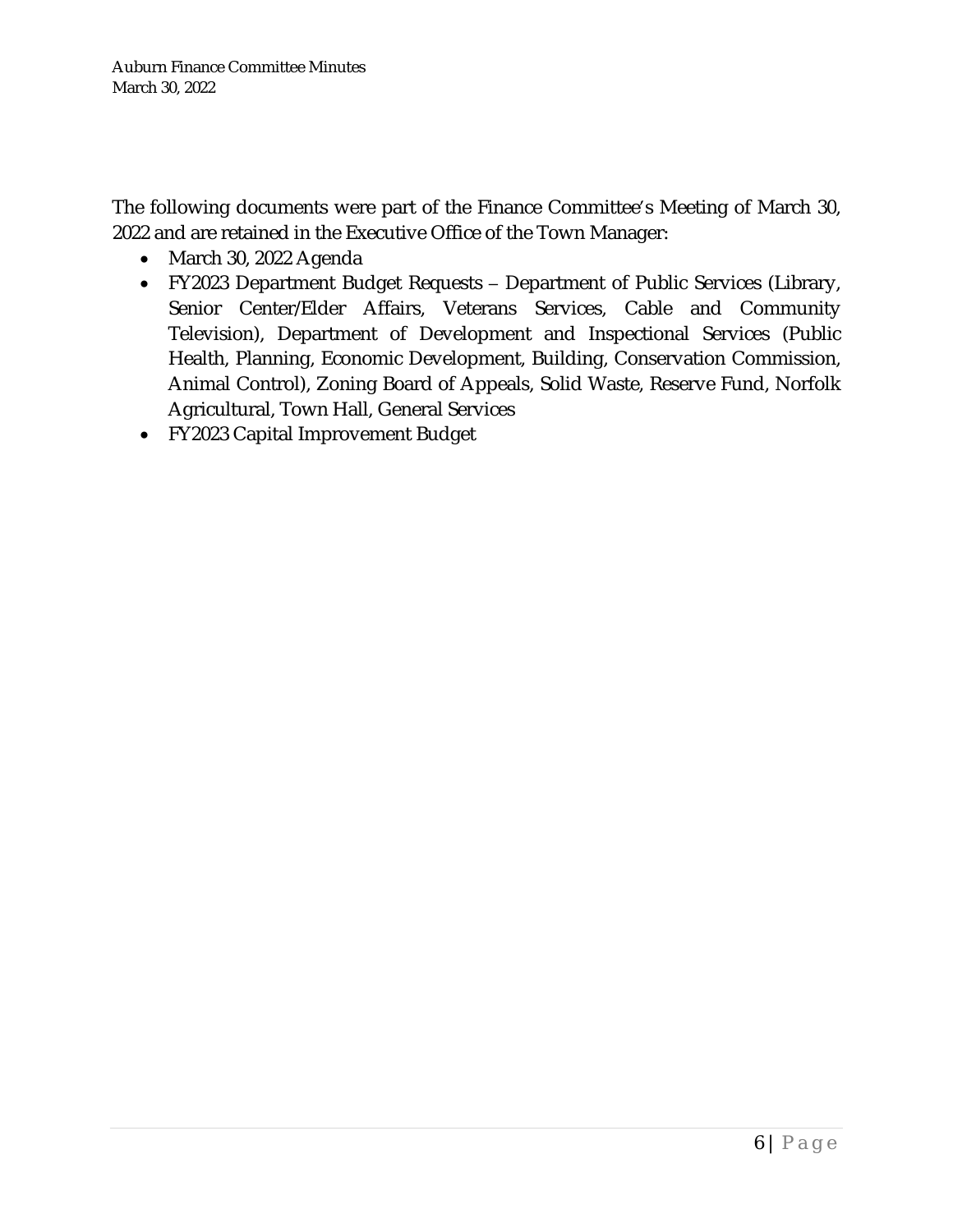The following documents were part of the Finance Committee's Meeting of March 30, 2022 and are retained in the Executive Office of the Town Manager:

- March 30, 2022 Agenda
- FY2023 Department Budget Requests – Department of Public Services (Library, Senior Center/Elder Affairs, Veterans Services, Cable and Community Television), Department of Development and Inspectional Services (Public Health, Planning, Economic Development, Building, Conservation Commission, Animal Control), Zoning Board of Appeals, Solid Waste, Reserve Fund, Norfolk Agricultural, Town Hall, General Services
- FY2023 Capital Improvement Budget